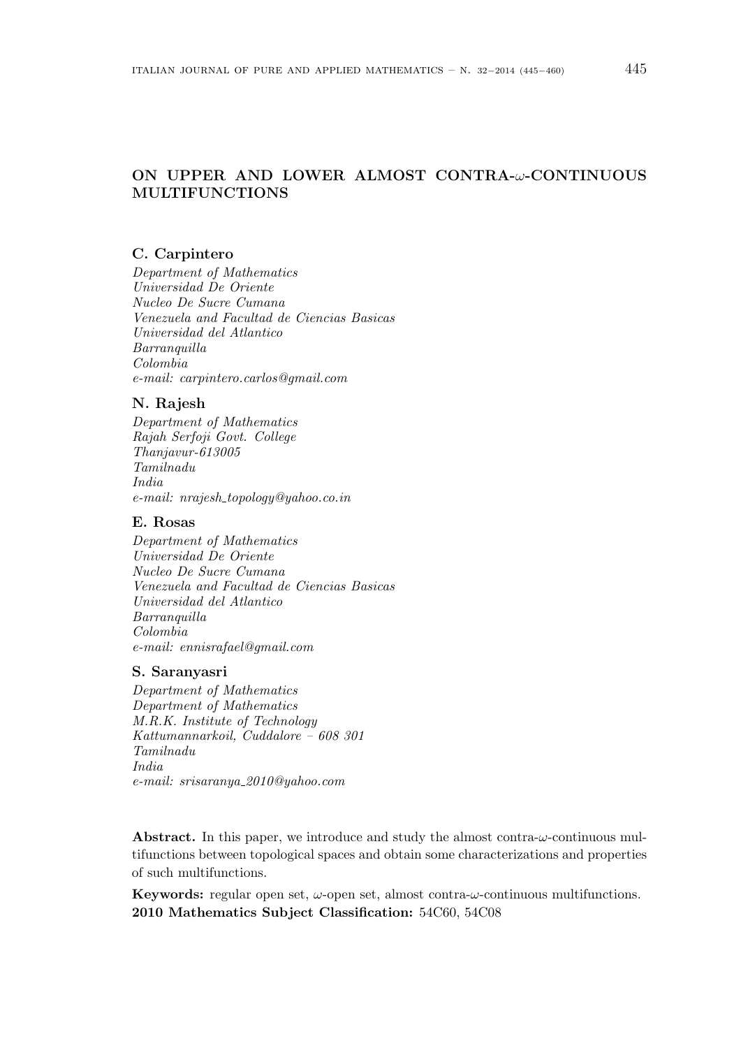# ON UPPER AND LOWER ALMOST CONTRA-$\omega$-CONTINUOUS MULTIFUNCTIONS

**C. Carpintero**

*Department of Mathematics*
*Universidad De Oriente*
*Nucleo De Sucre Cumana*
*Venezuela and Facultad de Ciencias Basicas*
*Universidad del Atlantico*
*Barranquilla*
*Colombia*
*e-mail: carpintero.carlos@gmail.com*

**N. Rajesh**

*Department of Mathematics*
*Rajah Serfoji Govt. College*
*Thanjavur-613005*
*Tamilnadu*
*India*
*e-mail: nrajesh_topology@yahoo.co.in*

**E. Rosas**

*Department of Mathematics*
*Universidad De Oriente*
*Nucleo De Sucre Cumana*
*Venezuela and Facultad de Ciencias Basicas*
*Universidad del Atlantico*
*Barranquilla*
*Colombia*
*e-mail: ennisrafael@gmail.com*

**S. Saranyasri**

*Department of Mathematics*
*Department of Mathematics*
*M.R.K. Institute of Technology*
*Kattumannarkoil, Cuddalore – 608 301*
*Tamilnadu*
*India*
*e-mail: srisaranya_2010@yahoo.com*

**Abstract.** In this paper, we introduce and study the almost contra-$\omega$-continuous multifunctions between topological spaces and obtain some characterizations and properties of such multifunctions.

**Keywords:** regular open set, $\omega$-open set, almost contra-$\omega$-continuous multifunctions.
**2010 Mathematics Subject Classification:** 54C60, 54C08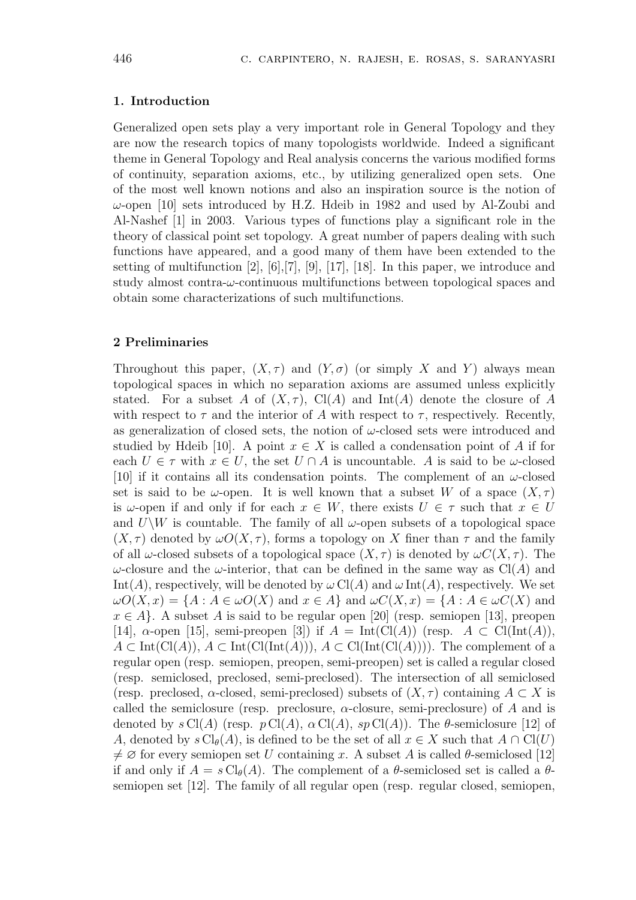## 1. Introduction

Generalized open sets play a very important role in General Topology and they are now the research topics of many topologists worldwide. Indeed a significant theme in General Topology and Real analysis concerns the various modified forms of continuity, separation axioms, etc., by utilizing generalized open sets. One of the most well known notions and also an inspiration source is the notion of $\omega$-open [10] sets introduced by H.Z. Hdeib in 1982 and used by Al-Zoubi and Al-Nashef [1] in 2003. Various types of functions play a significant role in the theory of classical point set topology. A great number of papers dealing with such functions have appeared, and a good many of them have been extended to the setting of multifunction [2], [6],[7], [9], [17], [18]. In this paper, we introduce and study almost contra-$\omega$-continuous multifunctions between topological spaces and obtain some characterizations of such multifunctions.

## 2 Preliminaries

Throughout this paper, $(X, \tau)$ and $(Y, \sigma)$ (or simply $X$ and $Y$) always mean topological spaces in which no separation axioms are assumed unless explicitly stated. For a subset $A$ of $(X, \tau)$, $\mathrm{Cl}(A)$ and $\mathrm{Int}(A)$ denote the closure of $A$ with respect to $\tau$ and the interior of $A$ with respect to $\tau$, respectively. Recently, as generalization of closed sets, the notion of $\omega$-closed sets were introduced and studied by Hdeib [10]. A point $x \in X$ is called a condensation point of $A$ if for each $U \in \tau$ with $x \in U$, the set $U \cap A$ is uncountable. $A$ is said to be $\omega$-closed [10] if it contains all its condensation points. The complement of an $\omega$-closed set is said to be $\omega$-open. It is well known that a subset $W$ of a space $(X, \tau)$ is $\omega$-open if and only if for each $x \in W$, there exists $U \in \tau$ such that $x \in U$ and $U \backslash W$ is countable. The family of all $\omega$-open subsets of a topological space $(X, \tau)$ denoted by $\omega O(X, \tau)$, forms a topology on $X$ finer than $\tau$ and the family of all $\omega$-closed subsets of a topological space $(X, \tau)$ is denoted by $\omega C(X, \tau)$. The $\omega$-closure and the $\omega$-interior, that can be defined in the same way as $\mathrm{Cl}(A)$ and $\mathrm{Int}(A)$, respectively, will be denoted by $\omega\,\mathrm{Cl}(A)$ and $\omega\,\mathrm{Int}(A)$, respectively. We set $\omega O(X, x) = \{A : A \in \omega O(X) \text{ and } x \in A\}$ and $\omega C(X, x) = \{A : A \in \omega C(X) \text{ and } x \in A\}$. A subset $A$ is said to be regular open [20] (resp. semiopen [13], preopen [14], $\alpha$-open [15], semi-preopen [3]) if $A = \mathrm{Int}(\mathrm{Cl}(A))$ (resp. $A \subset \mathrm{Cl}(\mathrm{Int}(A))$, $A \subset \mathrm{Int}(\mathrm{Cl}(A))$, $A \subset \mathrm{Int}(\mathrm{Cl}(\mathrm{Int}(A)))$, $A \subset \mathrm{Cl}(\mathrm{Int}(\mathrm{Cl}(A)))$). The complement of a regular open (resp. semiopen, preopen, semi-preopen) set is called a regular closed (resp. semiclosed, preclosed, semi-preclosed). The intersection of all semiclosed (resp. preclosed, $\alpha$-closed, semi-preclosed) subsets of $(X, \tau)$ containing $A \subset X$ is called the semiclosure (resp. preclosure, $\alpha$-closure, semi-preclosure) of $A$ and is denoted by $s\,\mathrm{Cl}(A)$ (resp. $p\,\mathrm{Cl}(A)$, $\alpha\,\mathrm{Cl}(A)$, $sp\,\mathrm{Cl}(A)$). The $\theta$-semiclosure [12] of $A$, denoted by $s\,\mathrm{Cl}_\theta(A)$, is defined to be the set of all $x \in X$ such that $A \cap \mathrm{Cl}(U) \neq \varnothing$ for every semiopen set $U$ containing $x$. A subset $A$ is called $\theta$-semiclosed [12] if and only if $A = s\,\mathrm{Cl}_\theta(A)$. The complement of a $\theta$-semiclosed set is called a $\theta$-semiopen set [12]. The family of all regular open (resp. regular closed, semiopen,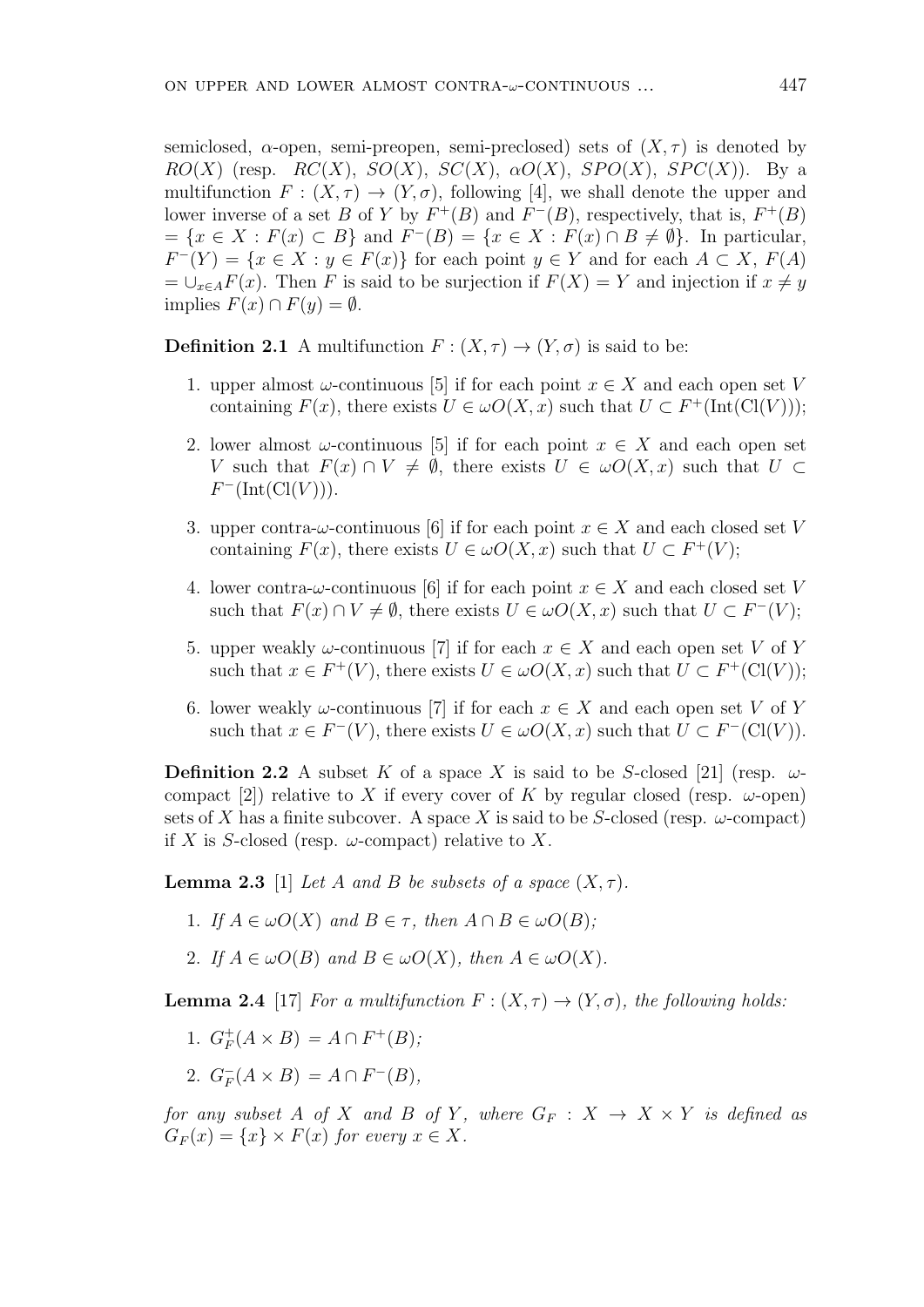semiclosed, $\alpha$-open, semi-preopen, semi-preclosed) sets of $(X, \tau)$ is denoted by $RO(X)$ (resp. $RC(X)$, $SO(X)$, $SC(X)$, $\alpha O(X)$, $SPO(X)$, $SPC(X)$). By a multifunction $F : (X, \tau) \to (Y, \sigma)$, following [4], we shall denote the upper and lower inverse of a set $B$ of $Y$ by $F^{+}(B)$ and $F^{-}(B)$, respectively, that is, $F^{+}(B) = \{x \in X : F(x) \subset B\}$ and $F^{-}(B) = \{x \in X : F(x) \cap B \neq \emptyset\}$. In particular, $F^{-}(Y) = \{x \in X : y \in F(x)\}$ for each point $y \in Y$ and for each $A \subset X$, $F(A) = \cup_{x \in A} F(x)$. Then $F$ is said to be surjection if $F(X) = Y$ and injection if $x \neq y$ implies $F(x) \cap F(y) = \emptyset$.

**Definition 2.1** A multifunction $F : (X, \tau) \to (Y, \sigma)$ is said to be:

1. upper almost $\omega$-continuous [5] if for each point $x \in X$ and each open set $V$ containing $F(x)$, there exists $U \in \omega O(X, x)$ such that $U \subset F^{+}(\text{Int}(\text{Cl}(V)))$;
2. lower almost $\omega$-continuous [5] if for each point $x \in X$ and each open set $V$ such that $F(x) \cap V \neq \emptyset$, there exists $U \in \omega O(X, x)$ such that $U \subset F^{-}(\text{Int}(\text{Cl}(V)))$.
3. upper contra-$\omega$-continuous [6] if for each point $x \in X$ and each closed set $V$ containing $F(x)$, there exists $U \in \omega O(X, x)$ such that $U \subset F^{+}(V)$;
4. lower contra-$\omega$-continuous [6] if for each point $x \in X$ and each closed set $V$ such that $F(x) \cap V \neq \emptyset$, there exists $U \in \omega O(X, x)$ such that $U \subset F^{-}(V)$;
5. upper weakly $\omega$-continuous [7] if for each $x \in X$ and each open set $V$ of $Y$ such that $x \in F^{+}(V)$, there exists $U \in \omega O(X, x)$ such that $U \subset F^{+}(\text{Cl}(V))$;
6. lower weakly $\omega$-continuous [7] if for each $x \in X$ and each open set $V$ of $Y$ such that $x \in F^{-}(V)$, there exists $U \in \omega O(X, x)$ such that $U \subset F^{-}(\text{Cl}(V))$.

**Definition 2.2** A subset $K$ of a space $X$ is said to be $S$-closed [21] (resp. $\omega$-compact [2]) relative to $X$ if every cover of $K$ by regular closed (resp. $\omega$-open) sets of $X$ has a finite subcover. A space $X$ is said to be $S$-closed (resp. $\omega$-compact) if $X$ is $S$-closed (resp. $\omega$-compact) relative to $X$.

**Lemma 2.3** [1] *Let $A$ and $B$ be subsets of a space $(X, \tau)$.*

1. *If $A \in \omega O(X)$ and $B \in \tau$, then $A \cap B \in \omega O(B)$;*
2. *If $A \in \omega O(B)$ and $B \in \omega O(X)$, then $A \in \omega O(X)$.*

**Lemma 2.4** [17] *For a multifunction $F : (X, \tau) \to (Y, \sigma)$, the following holds:*

1. *$G_F^{+}(A \times B) = A \cap F^{+}(B)$;*
2. *$G_F^{-}(A \times B) = A \cap F^{-}(B)$,*

*for any subset $A$ of $X$ and $B$ of $Y$, where $G_F : X \to X \times Y$ is defined as $G_F(x) = \{x\} \times F(x)$ for every $x \in X$.*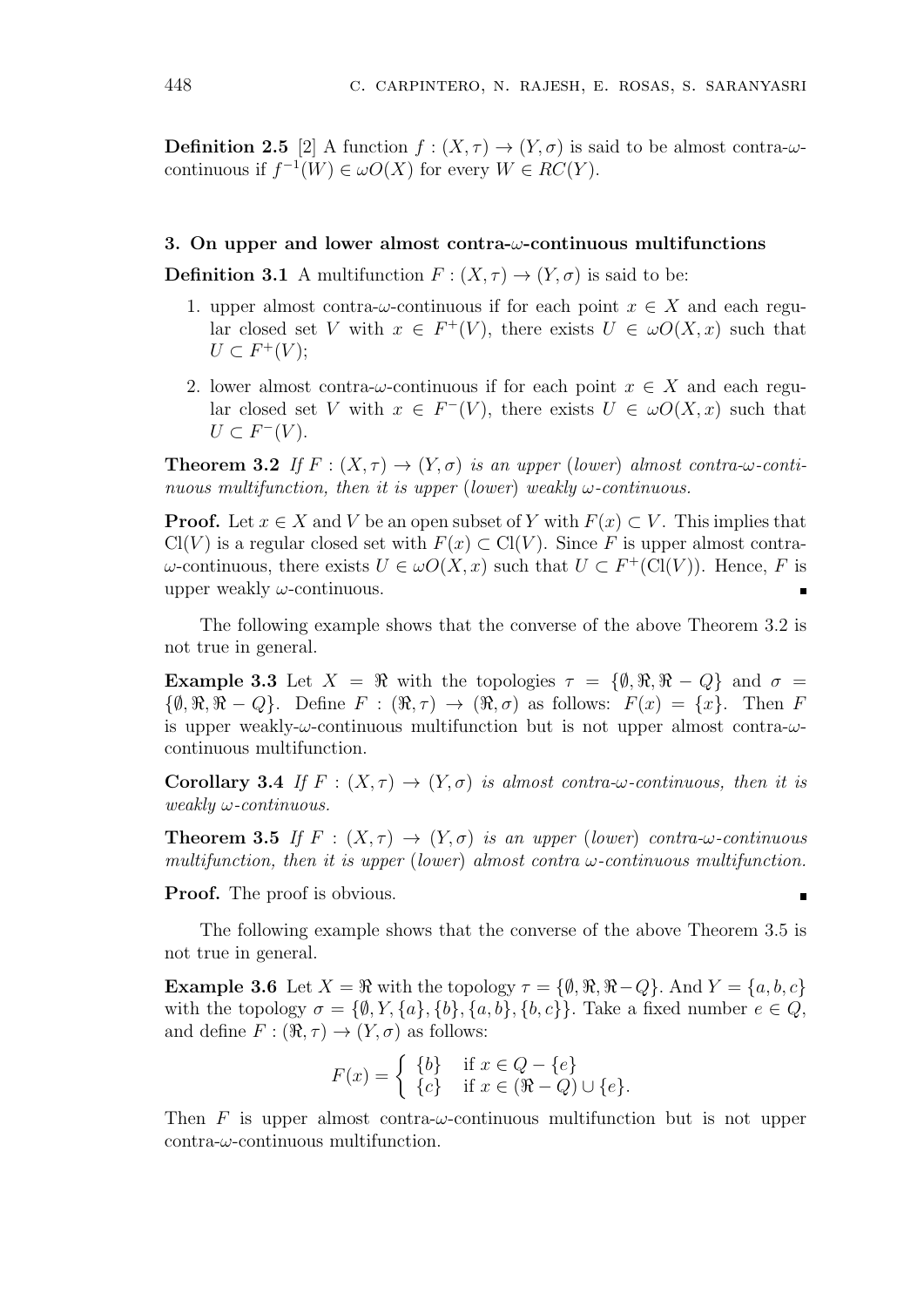**Definition 2.5** [2] A function $f : (X, \tau) \to (Y, \sigma)$ is said to be almost contra-$\omega$-continuous if $f^{-1}(W) \in \omega O(X)$ for every $W \in RC(Y)$.

### 3. On upper and lower almost contra-$\omega$-continuous multifunctions

**Definition 3.1** A multifunction $F : (X, \tau) \to (Y, \sigma)$ is said to be:

1. upper almost contra-$\omega$-continuous if for each point $x \in X$ and each regular closed set $V$ with $x \in F^+(V)$, there exists $U \in \omega O(X, x)$ such that $U \subset F^+(V)$;
2. lower almost contra-$\omega$-continuous if for each point $x \in X$ and each regular closed set $V$ with $x \in F^-(V)$, there exists $U \in \omega O(X, x)$ such that $U \subset F^-(V)$.

**Theorem 3.2** *If $F : (X, \tau) \to (Y, \sigma)$ is an upper (lower) almost contra-$\omega$-continuous multifunction, then it is upper (lower) weakly $\omega$-continuous.*

**Proof.** Let $x \in X$ and $V$ be an open subset of $Y$ with $F(x) \subset V$. This implies that $\mathrm{Cl}(V)$ is a regular closed set with $F(x) \subset \mathrm{Cl}(V)$. Since $F$ is upper almost contra-$\omega$-continuous, there exists $U \in \omega O(X, x)$ such that $U \subset F^+(\mathrm{Cl}(V))$. Hence, $F$ is upper weakly $\omega$-continuous. ∎

The following example shows that the converse of the above Theorem 3.2 is not true in general.

**Example 3.3** Let $X = \Re$ with the topologies $\tau = \{\emptyset, \Re, \Re - Q\}$ and $\sigma = \{\emptyset, \Re, \Re - Q\}$. Define $F : (\Re, \tau) \to (\Re, \sigma)$ as follows: $F(x) = \{x\}$. Then $F$ is upper weakly-$\omega$-continuous multifunction but is not upper almost contra-$\omega$-continuous multifunction.

**Corollary 3.4** *If $F : (X, \tau) \to (Y, \sigma)$ is almost contra-$\omega$-continuous, then it is weakly $\omega$-continuous.*

**Theorem 3.5** *If $F : (X, \tau) \to (Y, \sigma)$ is an upper (lower) contra-$\omega$-continuous multifunction, then it is upper (lower) almost contra $\omega$-continuous multifunction.*

**Proof.** The proof is obvious. ∎

The following example shows that the converse of the above Theorem 3.5 is not true in general.

**Example 3.6** Let $X = \Re$ with the topology $\tau = \{\emptyset, \Re, \Re - Q\}$. And $Y = \{a, b, c\}$ with the topology $\sigma = \{\emptyset, Y, \{a\}, \{b\}, \{a, b\}, \{b, c\}\}$. Take a fixed number $e \in Q$, and define $F : (\Re, \tau) \to (Y, \sigma)$ as follows:

$$F(x) = \begin{cases} \{b\} & \text{if } x \in Q - \{e\} \\ \{c\} & \text{if } x \in (\Re - Q) \cup \{e\}. \end{cases}$$

Then $F$ is upper almost contra-$\omega$-continuous multifunction but is not upper contra-$\omega$-continuous multifunction.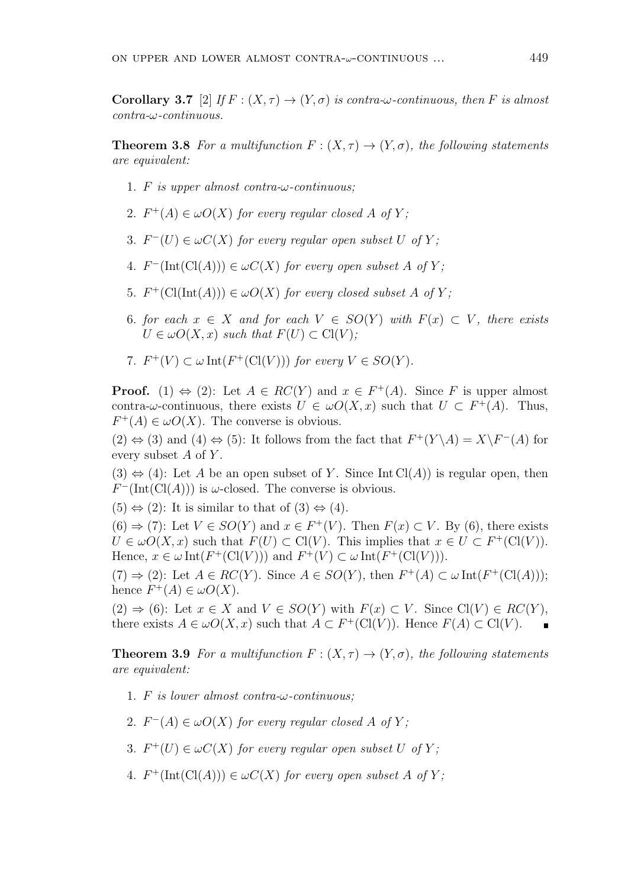**Corollary 3.7** [2] *If $F : (X, \tau) \to (Y, \sigma)$ is contra-$\omega$-continuous, then $F$ is almost contra-$\omega$-continuous.*

**Theorem 3.8** *For a multifunction $F : (X, \tau) \to (Y, \sigma)$, the following statements are equivalent:*

1. *$F$ is upper almost contra-$\omega$-continuous;*
2. *$F^+(A) \in \omega O(X)$ for every regular closed $A$ of $Y$;*
3. *$F^-(U) \in \omega C(X)$ for every regular open subset $U$ of $Y$;*
4. *$F^-(\mathrm{Int}(\mathrm{Cl}(A))) \in \omega C(X)$ for every open subset $A$ of $Y$;*
5. *$F^+(\mathrm{Cl}(\mathrm{Int}(A))) \in \omega O(X)$ for every closed subset $A$ of $Y$;*
6. *for each $x \in X$ and for each $V \in SO(Y)$ with $F(x) \subset V$, there exists $U \in \omega O(X, x)$ such that $F(U) \subset \mathrm{Cl}(V)$;*
7. *$F^+(V) \subset \omega \,\mathrm{Int}(F^+(\mathrm{Cl}(V)))$ for every $V \in SO(Y)$.*

**Proof.** (1) $\Leftrightarrow$ (2): Let $A \in RC(Y)$ and $x \in F^+(A)$. Since $F$ is upper almost contra-$\omega$-continuous, there exists $U \in \omega O(X, x)$ such that $U \subset F^+(A)$. Thus, $F^+(A) \in \omega O(X)$. The converse is obvious.

(2) $\Leftrightarrow$ (3) and (4) $\Leftrightarrow$ (5): It follows from the fact that $F^+(Y \backslash A) = X \backslash F^-(A)$ for every subset $A$ of $Y$.

(3) $\Leftrightarrow$ (4): Let $A$ be an open subset of $Y$. Since $\mathrm{Int}\,\mathrm{Cl}(A))$ is regular open, then $F^-(\mathrm{Int}(\mathrm{Cl}(A)))$ is $\omega$-closed. The converse is obvious.

(5) $\Leftrightarrow$ (2): It is similar to that of (3) $\Leftrightarrow$ (4).

(6) $\Rightarrow$ (7): Let $V \in SO(Y)$ and $x \in F^+(V)$. Then $F(x) \subset V$. By (6), there exists $U \in \omega O(X, x)$ such that $F(U) \subset \mathrm{Cl}(V)$. This implies that $x \in U \subset F^+(\mathrm{Cl}(V))$. Hence, $x \in \omega \,\mathrm{Int}(F^+(\mathrm{Cl}(V)))$ and $F^+(V) \subset \omega \,\mathrm{Int}(F^+(\mathrm{Cl}(V)))$.

(7) $\Rightarrow$ (2): Let $A \in RC(Y)$. Since $A \in SO(Y)$, then $F^+(A) \subset \omega \,\mathrm{Int}(F^+(\mathrm{Cl}(A)))$; hence $F^+(A) \in \omega O(X)$.

(2) $\Rightarrow$ (6): Let $x \in X$ and $V \in SO(Y)$ with $F(x) \subset V$. Since $\mathrm{Cl}(V) \in RC(Y)$, there exists $A \in \omega O(X, x)$ such that $A \subset F^+(\mathrm{Cl}(V))$. Hence $F(A) \subset \mathrm{Cl}(V)$. ∎

**Theorem 3.9** *For a multifunction $F : (X, \tau) \to (Y, \sigma)$, the following statements are equivalent:*

1. *$F$ is lower almost contra-$\omega$-continuous;*
2. *$F^-(A) \in \omega O(X)$ for every regular closed $A$ of $Y$;*
3. *$F^+(U) \in \omega C(X)$ for every regular open subset $U$ of $Y$;*
4. *$F^+(\mathrm{Int}(\mathrm{Cl}(A))) \in \omega C(X)$ for every open subset $A$ of $Y$;*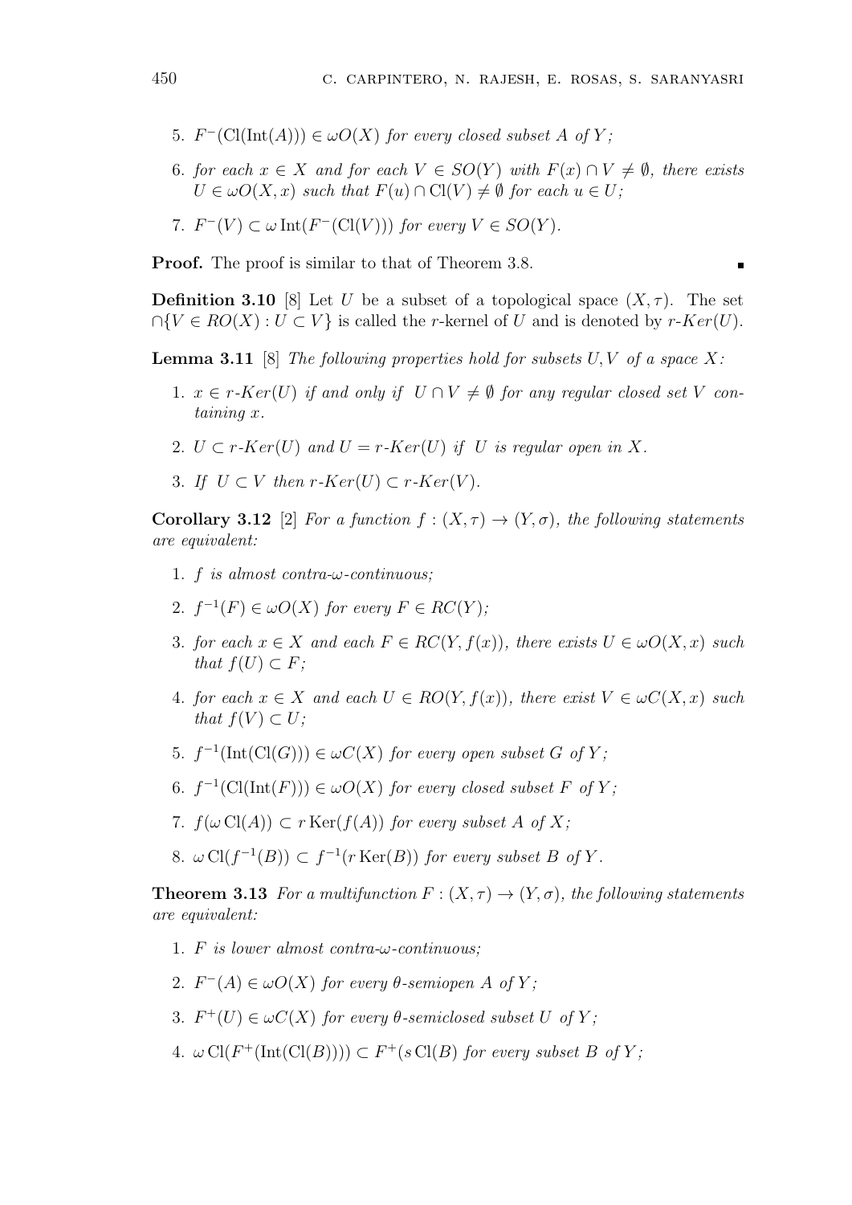5. $F^{-}(\mathrm{Cl}(\mathrm{Int}(A))) \in \omega O(X)$ *for every closed subset* $A$ *of* $Y$*;*

6. *for each* $x \in X$ *and for each* $V \in SO(Y)$ *with* $F(x) \cap V \neq \emptyset$*, there exists* $U \in \omega O(X, x)$ *such that* $F(u) \cap \mathrm{Cl}(V) \neq \emptyset$ *for each* $u \in U$*;*

7. $F^{-}(V) \subset \omega\,\mathrm{Int}(F^{-}(\mathrm{Cl}(V)))$ *for every* $V \in SO(Y)$.

**Proof.** The proof is similar to that of Theorem 3.8. ∎

**Definition 3.10** [8] Let $U$ be a subset of a topological space $(X, \tau)$. The set $\cap\{V \in RO(X) : U \subset V\}$ is called the $r$-kernel of $U$ and is denoted by $r\text{-}Ker(U)$.

**Lemma 3.11** [8] *The following properties hold for subsets* $U, V$ *of a space* $X$*:*

1. $x \in r\text{-}Ker(U)$ *if and only if* $U \cap V \neq \emptyset$ *for any regular closed set* $V$ *containing* $x$.

2. $U \subset r\text{-}Ker(U)$ *and* $U = r\text{-}Ker(U)$ *if* $U$ *is regular open in* $X$.

3. *If* $U \subset V$ *then* $r\text{-}Ker(U) \subset r\text{-}Ker(V)$.

**Corollary 3.12** [2] *For a function* $f : (X, \tau) \to (Y, \sigma)$*, the following statements are equivalent:*

1. $f$ *is almost contra-*$\omega$*-continuous;*

2. $f^{-1}(F) \in \omega O(X)$ *for every* $F \in RC(Y)$*;*

3. *for each* $x \in X$ *and each* $F \in RC(Y, f(x))$*, there exists* $U \in \omega O(X, x)$ *such that* $f(U) \subset F$*;*

4. *for each* $x \in X$ *and each* $U \in RO(Y, f(x))$*, there exist* $V \in \omega C(X, x)$ *such that* $f(V) \subset U$*;*

5. $f^{-1}(\mathrm{Int}(\mathrm{Cl}(G))) \in \omega C(X)$ *for every open subset* $G$ *of* $Y$*;*

6. $f^{-1}(\mathrm{Cl}(\mathrm{Int}(F))) \in \omega O(X)$ *for every closed subset* $F$ *of* $Y$*;*

7. $f(\omega\,\mathrm{Cl}(A)) \subset r\,\mathrm{Ker}(f(A))$ *for every subset* $A$ *of* $X$*;*

8. $\omega\,\mathrm{Cl}(f^{-1}(B)) \subset f^{-1}(r\,\mathrm{Ker}(B))$ *for every subset* $B$ *of* $Y$.

**Theorem 3.13** *For a multifunction* $F : (X, \tau) \to (Y, \sigma)$*, the following statements are equivalent:*

1. $F$ *is lower almost contra-*$\omega$*-continuous;*

2. $F^{-}(A) \in \omega O(X)$ *for every* $\theta$*-semiopen* $A$ *of* $Y$*;*

3. $F^{+}(U) \in \omega C(X)$ *for every* $\theta$*-semiclosed subset* $U$ *of* $Y$*;*

4. $\omega\,\mathrm{Cl}(F^{+}(\mathrm{Int}(\mathrm{Cl}(B)))) \subset F^{+}(s\,\mathrm{Cl}(B)$ *for every subset* $B$ *of* $Y$*;*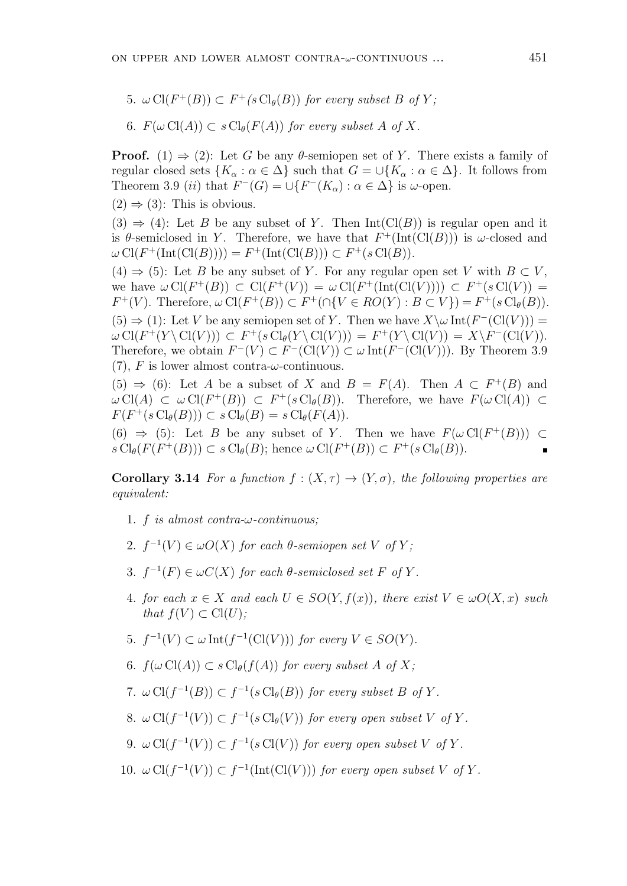5. $\omega \operatorname{Cl}(F^+(B)) \subset F^+(s \operatorname{Cl}_\theta(B))$ *for every subset $B$ of $Y$;*

6. $F(\omega \operatorname{Cl}(A)) \subset s \operatorname{Cl}_\theta(F(A))$ *for every subset $A$ of $X$.*

**Proof.** (1) $\Rightarrow$ (2): Let $G$ be any $\theta$-semiopen set of $Y$. There exists a family of regular closed sets $\{K_\alpha : \alpha \in \Delta\}$ such that $G = \cup\{K_\alpha : \alpha \in \Delta\}$. It follows from Theorem 3.9 $(ii)$ that $F^-(G) = \cup\{F^-(K_\alpha) : \alpha \in \Delta\}$ is $\omega$-open.

(2) $\Rightarrow$ (3): This is obvious.

(3) $\Rightarrow$ (4): Let $B$ be any subset of $Y$. Then $\operatorname{Int}(\operatorname{Cl}(B))$ is regular open and it is $\theta$-semiclosed in $Y$. Therefore, we have that $F^+(\operatorname{Int}(\operatorname{Cl}(B)))$ is $\omega$-closed and $\omega \operatorname{Cl}(F^+(\operatorname{Int}(\operatorname{Cl}(B)))) = F^+(\operatorname{Int}(\operatorname{Cl}(B))) \subset F^+(s \operatorname{Cl}(B))$.

(4) $\Rightarrow$ (5): Let $B$ be any subset of $Y$. For any regular open set $V$ with $B \subset V$, we have $\omega \operatorname{Cl}(F^+(B)) \subset \operatorname{Cl}(F^+(V)) = \omega \operatorname{Cl}(F^+(\operatorname{Int}(\operatorname{Cl}(V)))) \subset F^+(s \operatorname{Cl}(V)) = F^+(V)$. Therefore, $\omega \operatorname{Cl}(F^+(B)) \subset F^+(\cap\{V \in RO(Y) : B \subset V\}) = F^+(s \operatorname{Cl}_\theta(B))$.

(5) $\Rightarrow$ (1): Let $V$ be any semiopen set of $Y$. Then we have $X \backslash \omega \operatorname{Int}(F^-(\operatorname{Cl}(V))) = \omega \operatorname{Cl}(F^+(Y \backslash \operatorname{Cl}(V))) \subset F^+(s \operatorname{Cl}_\theta(Y \backslash \operatorname{Cl}(V))) = F^+(Y \backslash \operatorname{Cl}(V)) = X \backslash F^-(\operatorname{Cl}(V))$. Therefore, we obtain $F^-(V) \subset F^-(\operatorname{Cl}(V)) \subset \omega \operatorname{Int}(F^-(\operatorname{Cl}(V)))$. By Theorem 3.9 (7), $F$ is lower almost contra-$\omega$-continuous.

(5) $\Rightarrow$ (6): Let $A$ be a subset of $X$ and $B = F(A)$. Then $A \subset F^+(B)$ and $\omega \operatorname{Cl}(A) \subset \omega \operatorname{Cl}(F^+(B)) \subset F^+(s \operatorname{Cl}_\theta(B))$. Therefore, we have $F(\omega \operatorname{Cl}(A)) \subset F(F^+(s \operatorname{Cl}_\theta(B))) \subset s \operatorname{Cl}_\theta(B) = s \operatorname{Cl}_\theta(F(A))$.

(6) $\Rightarrow$ (5): Let $B$ be any subset of $Y$. Then we have $F(\omega \operatorname{Cl}(F^+(B))) \subset s \operatorname{Cl}_\theta(F(F^+(B))) \subset s \operatorname{Cl}_\theta(B)$; hence $\omega \operatorname{Cl}(F^+(B)) \subset F^+(s \operatorname{Cl}_\theta(B))$. ∎

**Corollary 3.14** *For a function $f : (X, \tau) \to (Y, \sigma)$, the following properties are equivalent:*

1. *$f$ is almost contra-$\omega$-continuous;*

2. *$f^{-1}(V) \in \omega O(X)$ for each $\theta$-semiopen set $V$ of $Y$;*

3. *$f^{-1}(F) \in \omega C(X)$ for each $\theta$-semiclosed set $F$ of $Y$.*

4. *for each $x \in X$ and each $U \in SO(Y, f(x))$, there exist $V \in \omega O(X, x)$ such that $f(V) \subset \operatorname{Cl}(U)$;*

5. *$f^{-1}(V) \subset \omega \operatorname{Int}(f^{-1}(\operatorname{Cl}(V)))$ for every $V \in SO(Y)$.*

6. *$f(\omega \operatorname{Cl}(A)) \subset s \operatorname{Cl}_\theta(f(A))$ for every subset $A$ of $X$;*

7. *$\omega \operatorname{Cl}(f^{-1}(B)) \subset f^{-1}(s \operatorname{Cl}_\theta(B))$ for every subset $B$ of $Y$.*

8. *$\omega \operatorname{Cl}(f^{-1}(V)) \subset f^{-1}(s \operatorname{Cl}_\theta(V))$ for every open subset $V$ of $Y$.*

9. *$\omega \operatorname{Cl}(f^{-1}(V)) \subset f^{-1}(s \operatorname{Cl}(V))$ for every open subset $V$ of $Y$.*

10. *$\omega \operatorname{Cl}(f^{-1}(V)) \subset f^{-1}(\operatorname{Int}(\operatorname{Cl}(V)))$ for every open subset $V$ of $Y$.*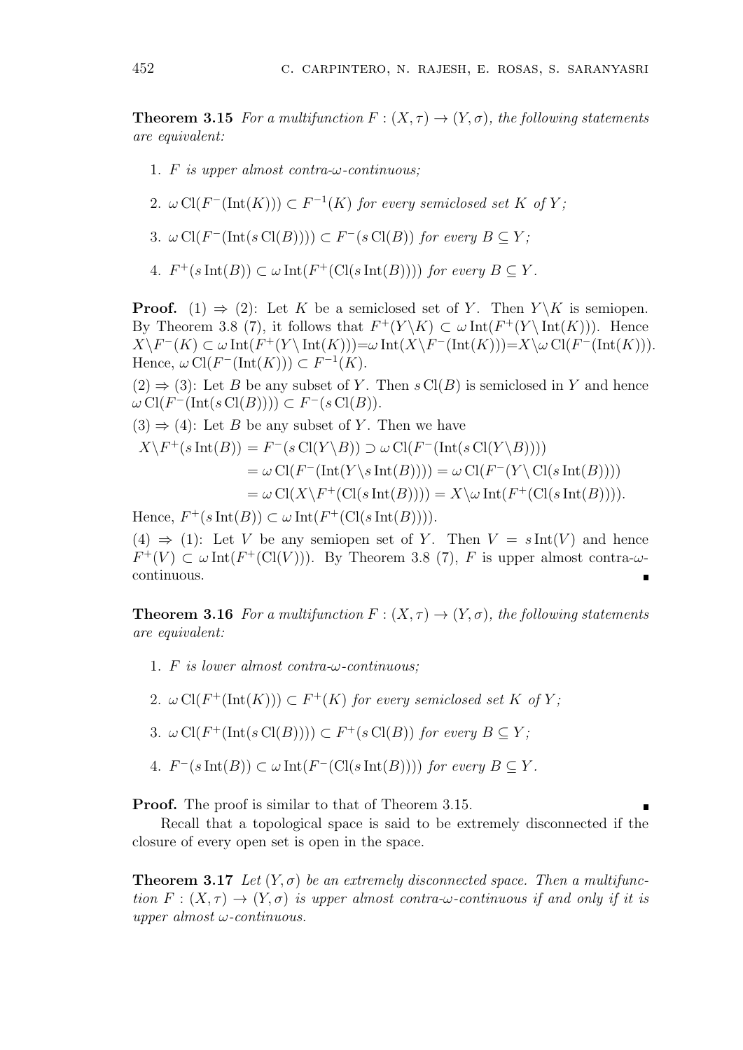**Theorem 3.15** *For a multifunction $F : (X, \tau) \to (Y, \sigma)$, the following statements are equivalent:*

1. *$F$ is upper almost contra-$\omega$-continuous;*
2. *$\omega \operatorname{Cl}(F^-(\operatorname{Int}(K))) \subset F^{-1}(K)$ for every semiclosed set $K$ of $Y$;*
3. *$\omega \operatorname{Cl}(F^-(\operatorname{Int}(s \operatorname{Cl}(B)))) \subset F^-(s \operatorname{Cl}(B))$ for every $B \subseteq Y$;*
4. *$F^+(s \operatorname{Int}(B)) \subset \omega \operatorname{Int}(F^+(\operatorname{Cl}(s \operatorname{Int}(B))))$ for every $B \subseteq Y$.*

**Proof.** (1) $\Rightarrow$ (2): Let $K$ be a semiclosed set of $Y$. Then $Y \backslash K$ is semiopen. By Theorem 3.8 (7), it follows that $F^+(Y \backslash K) \subset \omega \operatorname{Int}(F^+(Y \backslash \operatorname{Int}(K)))$. Hence $X \backslash F^-(K) \subset \omega \operatorname{Int}(F^+(Y \backslash \operatorname{Int}(K))) = \omega \operatorname{Int}(X \backslash F^-(\operatorname{Int}(K))) = X \backslash \omega \operatorname{Cl}(F^-(\operatorname{Int}(K)))$. Hence, $\omega \operatorname{Cl}(F^-(\operatorname{Int}(K))) \subset F^{-1}(K)$.

(2) $\Rightarrow$ (3): Let $B$ be any subset of $Y$. Then $s \operatorname{Cl}(B)$ is semiclosed in $Y$ and hence $\omega \operatorname{Cl}(F^-(\operatorname{Int}(s \operatorname{Cl}(B)))) \subset F^-(s \operatorname{Cl}(B))$.

(3) $\Rightarrow$ (4): Let $B$ be any subset of $Y$. Then we have

$$
\begin{aligned}
X \backslash F^+(s \operatorname{Int}(B)) &= F^-(s \operatorname{Cl}(Y \backslash B)) \supset \omega \operatorname{Cl}(F^-(\operatorname{Int}(s \operatorname{Cl}(Y \backslash B)))) \\
&= \omega \operatorname{Cl}(F^-(\operatorname{Int}(Y \backslash s \operatorname{Int}(B)))) = \omega \operatorname{Cl}(F^-(Y \backslash \operatorname{Cl}(s \operatorname{Int}(B)))) \\
&= \omega \operatorname{Cl}(X \backslash F^+(\operatorname{Cl}(s \operatorname{Int}(B)))) = X \backslash \omega \operatorname{Int}(F^+(\operatorname{Cl}(s \operatorname{Int}(B)))).
\end{aligned}
$$

Hence, $F^+(s \operatorname{Int}(B)) \subset \omega \operatorname{Int}(F^+(\operatorname{Cl}(s \operatorname{Int}(B))))$.

(4) $\Rightarrow$ (1): Let $V$ be any semiopen set of $Y$. Then $V = s \operatorname{Int}(V)$ and hence $F^+(V) \subset \omega \operatorname{Int}(F^+(\operatorname{Cl}(V)))$. By Theorem 3.8 (7), $F$ is upper almost contra-$\omega$-continuous. ∎

**Theorem 3.16** *For a multifunction $F : (X, \tau) \to (Y, \sigma)$, the following statements are equivalent:*

1. *$F$ is lower almost contra-$\omega$-continuous;*
2. *$\omega \operatorname{Cl}(F^+(\operatorname{Int}(K))) \subset F^+(K)$ for every semiclosed set $K$ of $Y$;*
3. *$\omega \operatorname{Cl}(F^+(\operatorname{Int}(s \operatorname{Cl}(B)))) \subset F^+(s \operatorname{Cl}(B))$ for every $B \subseteq Y$;*
4. *$F^-(s \operatorname{Int}(B)) \subset \omega \operatorname{Int}(F^-(\operatorname{Cl}(s \operatorname{Int}(B))))$ for every $B \subseteq Y$.*

**Proof.** The proof is similar to that of Theorem 3.15. ∎

Recall that a topological space is said to be extremely disconnected if the closure of every open set is open in the space.

**Theorem 3.17** *Let $(Y, \sigma)$ be an extremely disconnected space. Then a multifunction $F : (X, \tau) \to (Y, \sigma)$ is upper almost contra-$\omega$-continuous if and only if it is upper almost $\omega$-continuous.*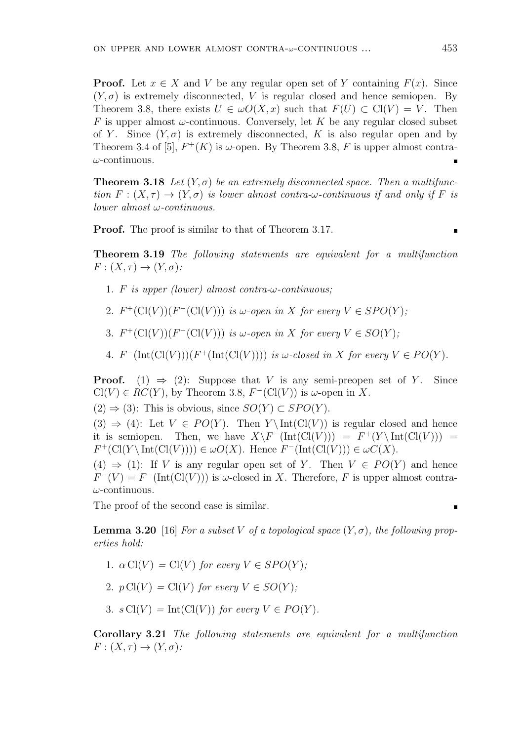**Proof.** Let $x \in X$ and $V$ be any regular open set of $Y$ containing $F(x)$. Since $(Y, \sigma)$ is extremely disconnected, $V$ is regular closed and hence semiopen. By Theorem 3.8, there exists $U \in \omega O(X, x)$ such that $F(U) \subset \mathrm{Cl}(V) = V$. Then $F$ is upper almost $\omega$-continuous. Conversely, let $K$ be any regular closed subset of $Y$. Since $(Y, \sigma)$ is extremely disconnected, $K$ is also regular open and by Theorem 3.4 of [5], $F^+(K)$ is $\omega$-open. By Theorem 3.8, $F$ is upper almost contra-$\omega$-continuous. ∎

**Theorem 3.18** *Let $(Y, \sigma)$ be an extremely disconnected space. Then a multifunction $F : (X, \tau) \to (Y, \sigma)$ is lower almost contra-$\omega$-continuous if and only if $F$ is lower almost $\omega$-continuous.*

**Proof.** The proof is similar to that of Theorem 3.17. ∎

**Theorem 3.19** *The following statements are equivalent for a multifunction $F : (X, \tau) \to (Y, \sigma)$:*

1. *$F$ is upper (lower) almost contra-$\omega$-continuous;*
2. *$F^+(\mathrm{Cl}(V))(F^-(\mathrm{Cl}(V)))$ is $\omega$-open in $X$ for every $V \in SPO(Y)$;*
3. *$F^+(\mathrm{Cl}(V))(F^-(\mathrm{Cl}(V)))$ is $\omega$-open in $X$ for every $V \in SO(Y)$;*
4. *$F^-(\mathrm{Int}(\mathrm{Cl}(V)))(F^+(\mathrm{Int}(\mathrm{Cl}(V))))$ is $\omega$-closed in $X$ for every $V \in PO(Y)$.*

**Proof.** $(1) \Rightarrow (2)$: Suppose that $V$ is any semi-preopen set of $Y$. Since $\mathrm{Cl}(V) \in RC(Y)$, by Theorem 3.8, $F^-(\mathrm{Cl}(V))$ is $\omega$-open in $X$.

$(2) \Rightarrow (3)$: This is obvious, since $SO(Y) \subset SPO(Y)$.

$(3) \Rightarrow (4)$: Let $V \in PO(Y)$. Then $Y \setminus \mathrm{Int}(\mathrm{Cl}(V))$ is regular closed and hence it is semiopen. Then, we have $X \setminus F^-(\mathrm{Int}(\mathrm{Cl}(V))) = F^+(Y \setminus \mathrm{Int}(\mathrm{Cl}(V))) = F^+(\mathrm{Cl}(Y \setminus \mathrm{Int}(\mathrm{Cl}(V)))) \in \omega O(X)$. Hence $F^-(\mathrm{Int}(\mathrm{Cl}(V))) \in \omega C(X)$.

$(4) \Rightarrow (1)$: If $V$ is any regular open set of $Y$. Then $V \in PO(Y)$ and hence $F^-(V) = F^-(\mathrm{Int}(\mathrm{Cl}(V)))$ is $\omega$-closed in $X$. Therefore, $F$ is upper almost contra-$\omega$-continuous.

The proof of the second case is similar. ∎

**Lemma 3.20** [16] *For a subset $V$ of a topological space $(Y, \sigma)$, the following properties hold:*

1. *$\alpha \,\mathrm{Cl}(V) = \mathrm{Cl}(V)$ for every $V \in SPO(Y)$;*
2. *$p \,\mathrm{Cl}(V) = \mathrm{Cl}(V)$ for every $V \in SO(Y)$;*
3. *$s \,\mathrm{Cl}(V) = \mathrm{Int}(\mathrm{Cl}(V))$ for every $V \in PO(Y)$.*

**Corollary 3.21** *The following statements are equivalent for a multifunction $F : (X, \tau) \to (Y, \sigma)$:*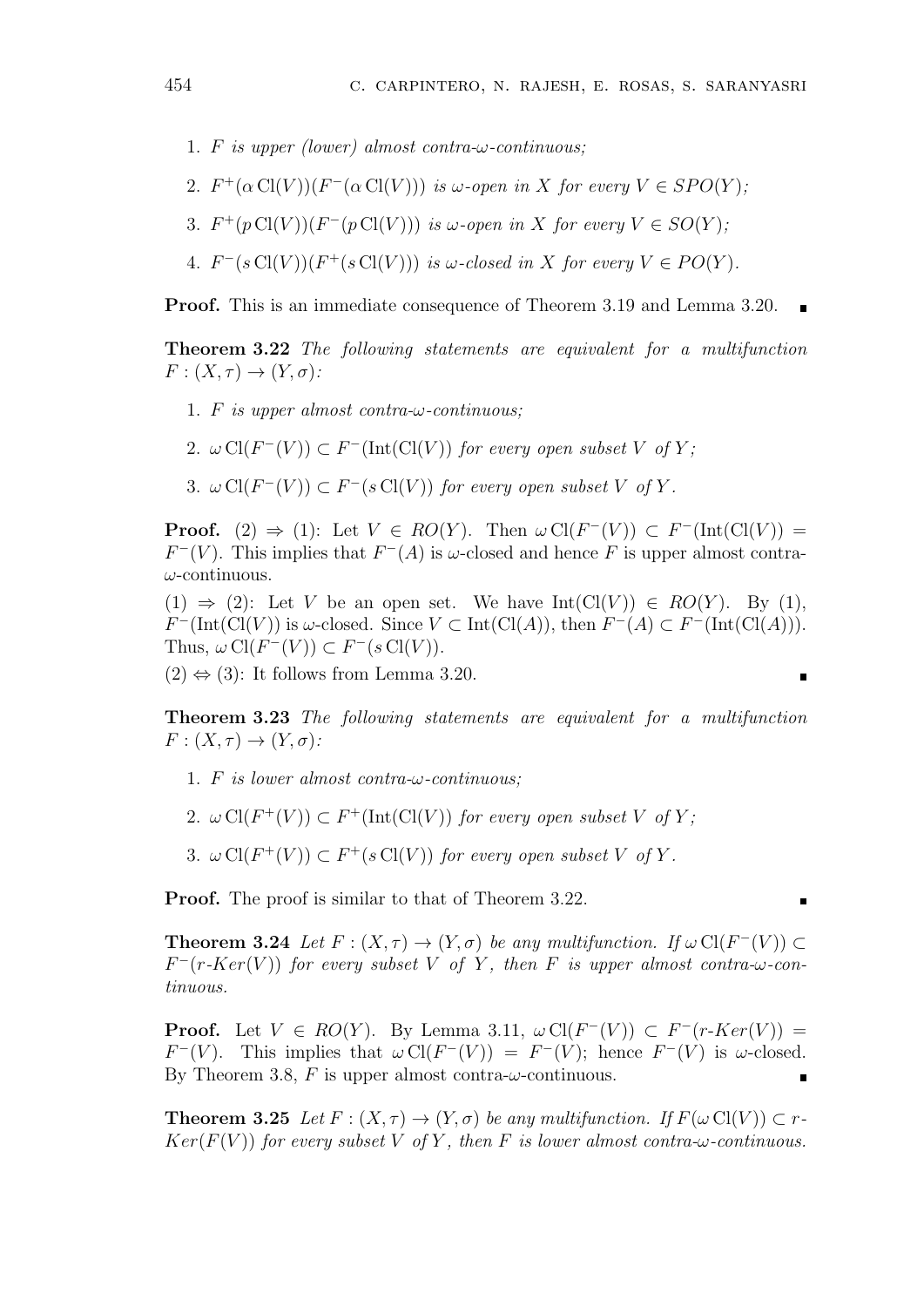1. $F$ *is upper (lower) almost contra-$\omega$-continuous;*
2. $F^+(\alpha \operatorname{Cl}(V))(F^-(\alpha \operatorname{Cl}(V)))$ *is $\omega$-open in $X$ for every $V \in SPO(Y)$;*
3. $F^+(p \operatorname{Cl}(V))(F^-(p \operatorname{Cl}(V)))$ *is $\omega$-open in $X$ for every $V \in SO(Y)$;*
4. $F^-(s \operatorname{Cl}(V))(F^+(s \operatorname{Cl}(V)))$ *is $\omega$-closed in $X$ for every $V \in PO(Y)$.*

**Proof.** This is an immediate consequence of Theorem 3.19 and Lemma 3.20. ∎

**Theorem 3.22** *The following statements are equivalent for a multifunction $F : (X, \tau) \to (Y, \sigma)$:*

1. $F$ *is upper almost contra-$\omega$-continuous;*
2. $\omega \operatorname{Cl}(F^-(V)) \subset F^-(\operatorname{Int}(\operatorname{Cl}(V))$ *for every open subset $V$ of $Y$;*
3. $\omega \operatorname{Cl}(F^-(V)) \subset F^-(s \operatorname{Cl}(V))$ *for every open subset $V$ of $Y$.*

**Proof.** (2) $\Rightarrow$ (1): Let $V \in RO(Y)$. Then $\omega \operatorname{Cl}(F^-(V)) \subset F^-(\operatorname{Int}(\operatorname{Cl}(V)) = F^-(V)$. This implies that $F^-(A)$ is $\omega$-closed and hence $F$ is upper almost contra-$\omega$-continuous.

(1) $\Rightarrow$ (2): Let $V$ be an open set. We have $\operatorname{Int}(\operatorname{Cl}(V)) \in RO(Y)$. By (1), $F^-(\operatorname{Int}(\operatorname{Cl}(V))$ is $\omega$-closed. Since $V \subset \operatorname{Int}(\operatorname{Cl}(A))$, then $F^-(A) \subset F^-(\operatorname{Int}(\operatorname{Cl}(A)))$. Thus, $\omega \operatorname{Cl}(F^-(V)) \subset F^-(s \operatorname{Cl}(V))$.

(2) $\Leftrightarrow$ (3): It follows from Lemma 3.20. ∎

**Theorem 3.23** *The following statements are equivalent for a multifunction $F : (X, \tau) \to (Y, \sigma)$:*

1. $F$ *is lower almost contra-$\omega$-continuous;*
2. $\omega \operatorname{Cl}(F^+(V)) \subset F^+(\operatorname{Int}(\operatorname{Cl}(V))$ *for every open subset $V$ of $Y$;*
3. $\omega \operatorname{Cl}(F^+(V)) \subset F^+(s \operatorname{Cl}(V))$ *for every open subset $V$ of $Y$.*

**Proof.** The proof is similar to that of Theorem 3.22. ∎

**Theorem 3.24** *Let $F : (X, \tau) \to (Y, \sigma)$ be any multifunction. If $\omega \operatorname{Cl}(F^-(V)) \subset F^-(r\text{-}Ker(V))$ for every subset $V$ of $Y$, then $F$ is upper almost contra-$\omega$-continuous.*

**Proof.** Let $V \in RO(Y)$. By Lemma 3.11, $\omega \operatorname{Cl}(F^-(V)) \subset F^-(r\text{-}Ker(V)) = F^-(V)$. This implies that $\omega \operatorname{Cl}(F^-(V)) = F^-(V)$; hence $F^-(V)$ is $\omega$-closed. By Theorem 3.8, $F$ is upper almost contra-$\omega$-continuous. ∎

**Theorem 3.25** *Let $F : (X, \tau) \to (Y, \sigma)$ be any multifunction. If $F(\omega \operatorname{Cl}(V)) \subset r\text{-}Ker(F(V))$ for every subset $V$ of $Y$, then $F$ is lower almost contra-$\omega$-continuous.*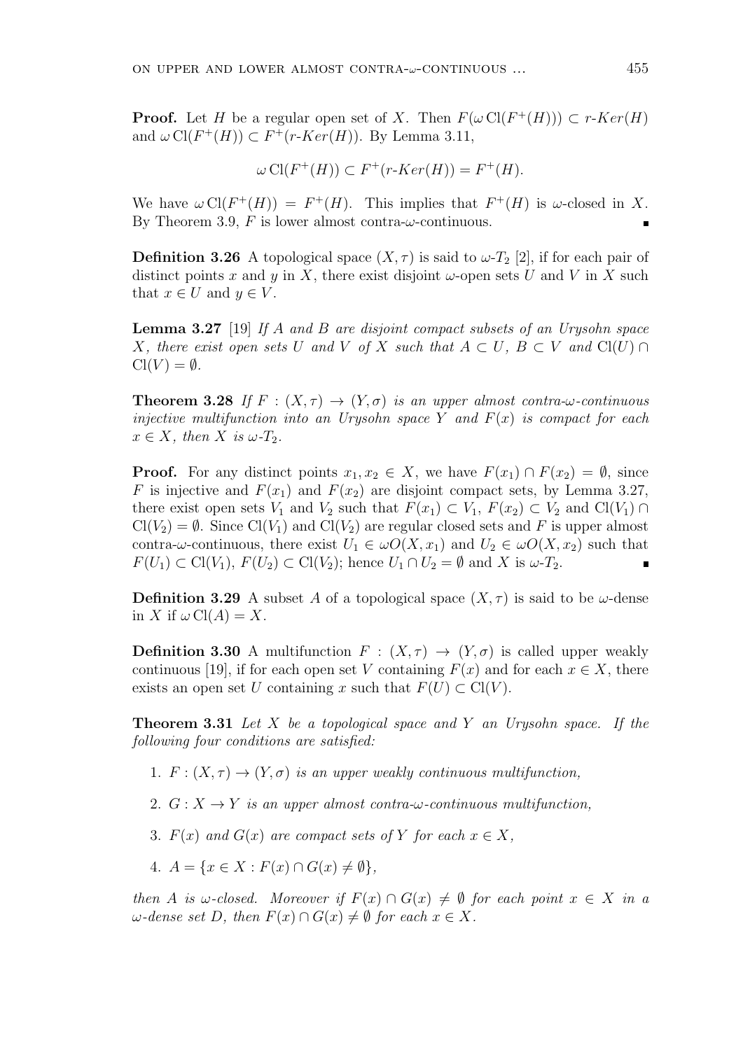**Proof.** Let $H$ be a regular open set of $X$. Then $F(\omega \operatorname{Cl}(F^+(H))) \subset r\text{-}Ker(H)$ and $\omega \operatorname{Cl}(F^+(H)) \subset F^+(r\text{-}Ker(H))$. By Lemma 3.11,

$$\omega \operatorname{Cl}(F^+(H)) \subset F^+(r\text{-}Ker(H)) = F^+(H).$$

We have $\omega \operatorname{Cl}(F^+(H)) = F^+(H)$. This implies that $F^+(H)$ is $\omega$-closed in $X$. By Theorem 3.9, $F$ is lower almost contra-$\omega$-continuous. ∎

**Definition 3.26** A topological space $(X, \tau)$ is said to $\omega$-$T_2$ [2], if for each pair of distinct points $x$ and $y$ in $X$, there exist disjoint $\omega$-open sets $U$ and $V$ in $X$ such that $x \in U$ and $y \in V$.

**Lemma 3.27** [19] *If $A$ and $B$ are disjoint compact subsets of an Urysohn space $X$, there exist open sets $U$ and $V$ of $X$ such that $A \subset U$, $B \subset V$ and $\operatorname{Cl}(U) \cap \operatorname{Cl}(V) = \emptyset$.*

**Theorem 3.28** *If $F : (X, \tau) \to (Y, \sigma)$ is an upper almost contra-$\omega$-continuous injective multifunction into an Urysohn space $Y$ and $F(x)$ is compact for each $x \in X$, then $X$ is $\omega$-$T_2$.*

**Proof.** For any distinct points $x_1, x_2 \in X$, we have $F(x_1) \cap F(x_2) = \emptyset$, since $F$ is injective and $F(x_1)$ and $F(x_2)$ are disjoint compact sets, by Lemma 3.27, there exist open sets $V_1$ and $V_2$ such that $F(x_1) \subset V_1$, $F(x_2) \subset V_2$ and $\operatorname{Cl}(V_1) \cap \operatorname{Cl}(V_2) = \emptyset$. Since $\operatorname{Cl}(V_1)$ and $\operatorname{Cl}(V_2)$ are regular closed sets and $F$ is upper almost contra-$\omega$-continuous, there exist $U_1 \in \omega O(X, x_1)$ and $U_2 \in \omega O(X, x_2)$ such that $F(U_1) \subset \operatorname{Cl}(V_1)$, $F(U_2) \subset \operatorname{Cl}(V_2)$; hence $U_1 \cap U_2 = \emptyset$ and $X$ is $\omega$-$T_2$. ∎

**Definition 3.29** A subset $A$ of a topological space $(X, \tau)$ is said to be $\omega$-dense in $X$ if $\omega \operatorname{Cl}(A) = X$.

**Definition 3.30** A multifunction $F : (X, \tau) \to (Y, \sigma)$ is called upper weakly continuous [19], if for each open set $V$ containing $F(x)$ and for each $x \in X$, there exists an open set $U$ containing $x$ such that $F(U) \subset \operatorname{Cl}(V)$.

**Theorem 3.31** *Let $X$ be a topological space and $Y$ an Urysohn space. If the following four conditions are satisfied:*

1. *$F : (X, \tau) \to (Y, \sigma)$ is an upper weakly continuous multifunction,*
2. *$G : X \to Y$ is an upper almost contra-$\omega$-continuous multifunction,*
3. *$F(x)$ and $G(x)$ are compact sets of $Y$ for each $x \in X$,*
4. *$A = \{x \in X : F(x) \cap G(x) \neq \emptyset\}$,*

*then $A$ is $\omega$-closed. Moreover if $F(x) \cap G(x) \neq \emptyset$ for each point $x \in X$ in a $\omega$-dense set $D$, then $F(x) \cap G(x) \neq \emptyset$ for each $x \in X$.*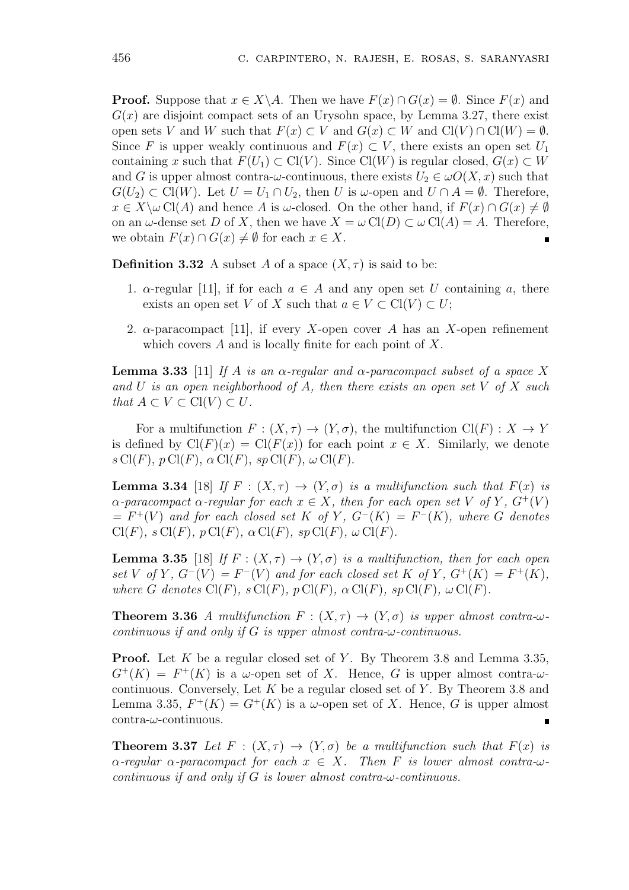**Proof.** Suppose that $x \in X \backslash A$. Then we have $F(x) \cap G(x) = \emptyset$. Since $F(x)$ and $G(x)$ are disjoint compact sets of an Urysohn space, by Lemma 3.27, there exist open sets $V$ and $W$ such that $F(x) \subset V$ and $G(x) \subset W$ and $\mathrm{Cl}(V) \cap \mathrm{Cl}(W) = \emptyset$. Since $F$ is upper weakly continuous and $F(x) \subset V$, there exists an open set $U_1$ containing $x$ such that $F(U_1) \subset \mathrm{Cl}(V)$. Since $\mathrm{Cl}(W)$ is regular closed, $G(x) \subset W$ and $G$ is upper almost contra-$\omega$-continuous, there exists $U_2 \in \omega O(X, x)$ such that $G(U_2) \subset \mathrm{Cl}(W)$. Let $U = U_1 \cap U_2$, then $U$ is $\omega$-open and $U \cap A = \emptyset$. Therefore, $x \in X \backslash \omega \, \mathrm{Cl}(A)$ and hence $A$ is $\omega$-closed. On the other hand, if $F(x) \cap G(x) \neq \emptyset$ on an $\omega$-dense set $D$ of $X$, then we have $X = \omega \, \mathrm{Cl}(D) \subset \omega \, \mathrm{Cl}(A) = A$. Therefore, we obtain $F(x) \cap G(x) \neq \emptyset$ for each $x \in X$. ∎

**Definition 3.32** A subset $A$ of a space $(X, \tau)$ is said to be:

1. $\alpha$-regular [11], if for each $a \in A$ and any open set $U$ containing $a$, there exists an open set $V$ of $X$ such that $a \in V \subset \mathrm{Cl}(V) \subset U$;
2. $\alpha$-paracompact [11], if every $X$-open cover $A$ has an $X$-open refinement which covers $A$ and is locally finite for each point of $X$.

**Lemma 3.33** [11] *If $A$ is an $\alpha$-regular and $\alpha$-paracompact subset of a space $X$ and $U$ is an open neighborhood of $A$, then there exists an open set $V$ of $X$ such that $A \subset V \subset \mathrm{Cl}(V) \subset U$.*

For a multifunction $F : (X, \tau) \to (Y, \sigma)$, the multifunction $\mathrm{Cl}(F) : X \to Y$ is defined by $\mathrm{Cl}(F)(x) = \mathrm{Cl}(F(x))$ for each point $x \in X$. Similarly, we denote $s \, \mathrm{Cl}(F)$, $p \, \mathrm{Cl}(F)$, $\alpha \, \mathrm{Cl}(F)$, $sp \, \mathrm{Cl}(F)$, $\omega \, \mathrm{Cl}(F)$.

**Lemma 3.34** [18] *If $F : (X, \tau) \to (Y, \sigma)$ is a multifunction such that $F(x)$ is $\alpha$-paracompact $\alpha$-regular for each $x \in X$, then for each open set $V$ of $Y$, $G^+(V) = F^+(V)$ and for each closed set $K$ of $Y$, $G^-(K) = F^-(K)$, where $G$ denotes $\mathrm{Cl}(F)$, $s \, \mathrm{Cl}(F)$, $p \, \mathrm{Cl}(F)$, $\alpha \, \mathrm{Cl}(F)$, $sp \, \mathrm{Cl}(F)$, $\omega \, \mathrm{Cl}(F)$.*

**Lemma 3.35** [18] *If $F : (X, \tau) \to (Y, \sigma)$ is a multifunction, then for each open set $V$ of $Y$, $G^-(V) = F^-(V)$ and for each closed set $K$ of $Y$, $G^+(K) = F^+(K)$, where $G$ denotes $\mathrm{Cl}(F)$, $s \, \mathrm{Cl}(F)$, $p \, \mathrm{Cl}(F)$, $\alpha \, \mathrm{Cl}(F)$, $sp \, \mathrm{Cl}(F)$, $\omega \, \mathrm{Cl}(F)$.*

**Theorem 3.36** *A multifunction $F : (X, \tau) \to (Y, \sigma)$ is upper almost contra-$\omega$-continuous if and only if $G$ is upper almost contra-$\omega$-continuous.*

**Proof.** Let $K$ be a regular closed set of $Y$. By Theorem 3.8 and Lemma 3.35, $G^+(K) = F^+(K)$ is a $\omega$-open set of $X$. Hence, $G$ is upper almost contra-$\omega$-continuous. Conversely, Let $K$ be a regular closed set of $Y$. By Theorem 3.8 and Lemma 3.35, $F^+(K) = G^+(K)$ is a $\omega$-open set of $X$. Hence, $G$ is upper almost contra-$\omega$-continuous. ∎

**Theorem 3.37** *Let $F : (X, \tau) \to (Y, \sigma)$ be a multifunction such that $F(x)$ is $\alpha$-regular $\alpha$-paracompact for each $x \in X$. Then $F$ is lower almost contra-$\omega$-continuous if and only if $G$ is lower almost contra-$\omega$-continuous.*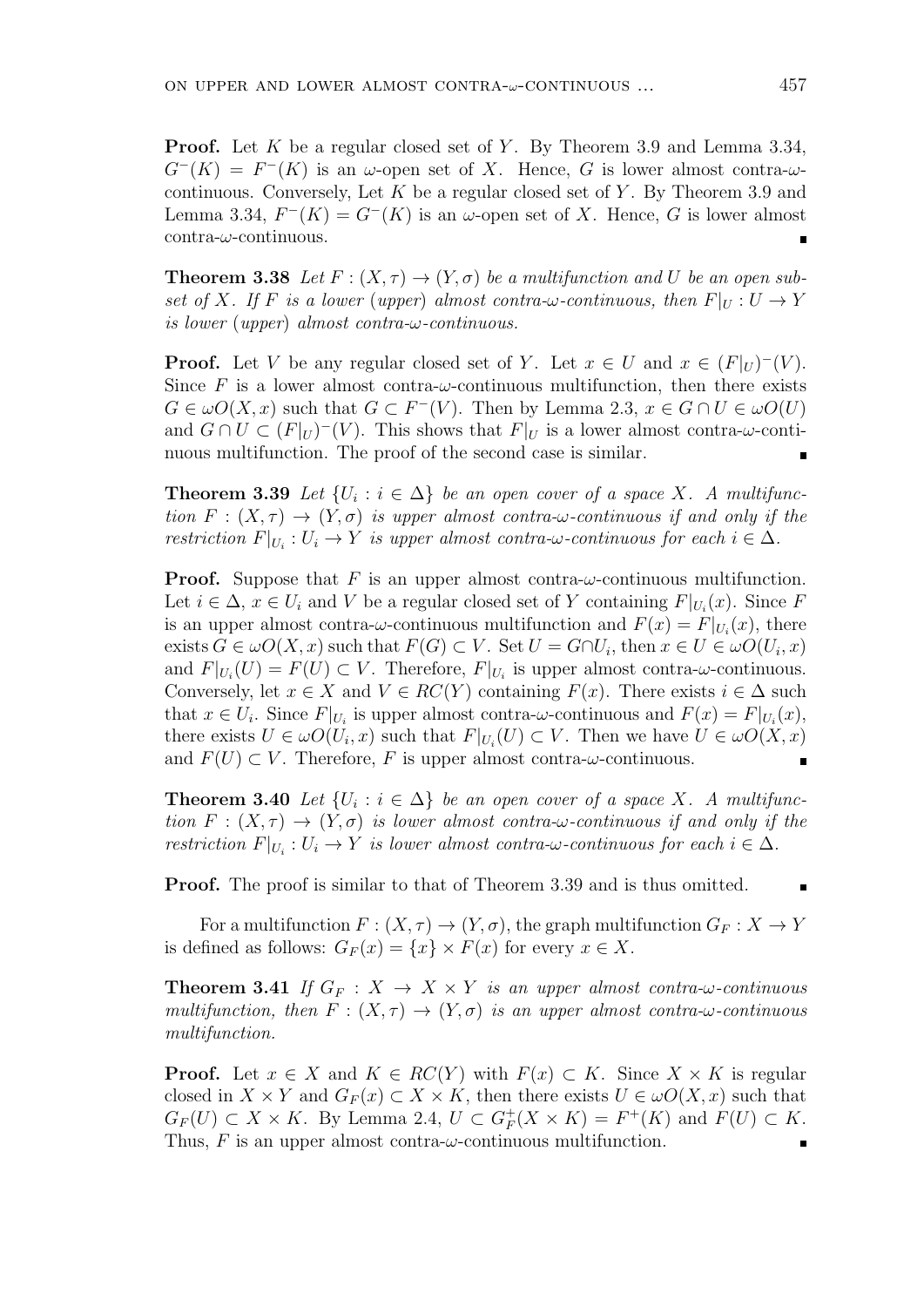**Proof.** Let $K$ be a regular closed set of $Y$. By Theorem 3.9 and Lemma 3.34, $G^-(K) = F^-(K)$ is an $\omega$-open set of $X$. Hence, $G$ is lower almost contra-$\omega$-continuous. Conversely, Let $K$ be a regular closed set of $Y$. By Theorem 3.9 and Lemma 3.34, $F^-(K) = G^-(K)$ is an $\omega$-open set of $X$. Hence, $G$ is lower almost contra-$\omega$-continuous. ∎

**Theorem 3.38** *Let $F : (X, \tau) \to (Y, \sigma)$ be a multifunction and $U$ be an open subset of $X$. If $F$ is a lower (upper) almost contra-$\omega$-continuous, then $F|_U : U \to Y$ is lower (upper) almost contra-$\omega$-continuous.*

**Proof.** Let $V$ be any regular closed set of $Y$. Let $x \in U$ and $x \in (F|_U)^-(V)$. Since $F$ is a lower almost contra-$\omega$-continuous multifunction, then there exists $G \in \omega O(X, x)$ such that $G \subset F^-(V)$. Then by Lemma 2.3, $x \in G \cap U \in \omega O(U)$ and $G \cap U \subset (F|_U)^-(V)$. This shows that $F|_U$ is a lower almost contra-$\omega$-continuous multifunction. The proof of the second case is similar. ∎

**Theorem 3.39** *Let $\{U_i : i \in \Delta\}$ be an open cover of a space $X$. A multifunction $F : (X, \tau) \to (Y, \sigma)$ is upper almost contra-$\omega$-continuous if and only if the restriction $F|_{U_i} : U_i \to Y$ is upper almost contra-$\omega$-continuous for each $i \in \Delta$.*

**Proof.** Suppose that $F$ is an upper almost contra-$\omega$-continuous multifunction. Let $i \in \Delta$, $x \in U_i$ and $V$ be a regular closed set of $Y$ containing $F|_{U_i}(x)$. Since $F$ is an upper almost contra-$\omega$-continuous multifunction and $F(x) = F|_{U_i}(x)$, there exists $G \in \omega O(X, x)$ such that $F(G) \subset V$. Set $U = G \cap U_i$, then $x \in U \in \omega O(U_i, x)$ and $F|_{U_i}(U) = F(U) \subset V$. Therefore, $F|_{U_i}$ is upper almost contra-$\omega$-continuous. Conversely, let $x \in X$ and $V \in RC(Y)$ containing $F(x)$. There exists $i \in \Delta$ such that $x \in U_i$. Since $F|_{U_i}$ is upper almost contra-$\omega$-continuous and $F(x) = F|_{U_i}(x)$, there exists $U \in \omega O(U_i, x)$ such that $F|_{U_i}(U) \subset V$. Then we have $U \in \omega O(X, x)$ and $F(U) \subset V$. Therefore, $F$ is upper almost contra-$\omega$-continuous. ∎

**Theorem 3.40** *Let $\{U_i : i \in \Delta\}$ be an open cover of a space $X$. A multifunction $F : (X, \tau) \to (Y, \sigma)$ is lower almost contra-$\omega$-continuous if and only if the restriction $F|_{U_i} : U_i \to Y$ is lower almost contra-$\omega$-continuous for each $i \in \Delta$.*

**Proof.** The proof is similar to that of Theorem 3.39 and is thus omitted. ∎

For a multifunction $F : (X, \tau) \to (Y, \sigma)$, the graph multifunction $G_F : X \to Y$ is defined as follows: $G_F(x) = \{x\} \times F(x)$ for every $x \in X$.

**Theorem 3.41** *If $G_F : X \to X \times Y$ is an upper almost contra-$\omega$-continuous multifunction, then $F : (X, \tau) \to (Y, \sigma)$ is an upper almost contra-$\omega$-continuous multifunction.*

**Proof.** Let $x \in X$ and $K \in RC(Y)$ with $F(x) \subset K$. Since $X \times K$ is regular closed in $X \times Y$ and $G_F(x) \subset X \times K$, then there exists $U \in \omega O(X, x)$ such that $G_F(U) \subset X \times K$. By Lemma 2.4, $U \subset G_F^+(X \times K) = F^+(K)$ and $F(U) \subset K$. Thus, $F$ is an upper almost contra-$\omega$-continuous multifunction. ∎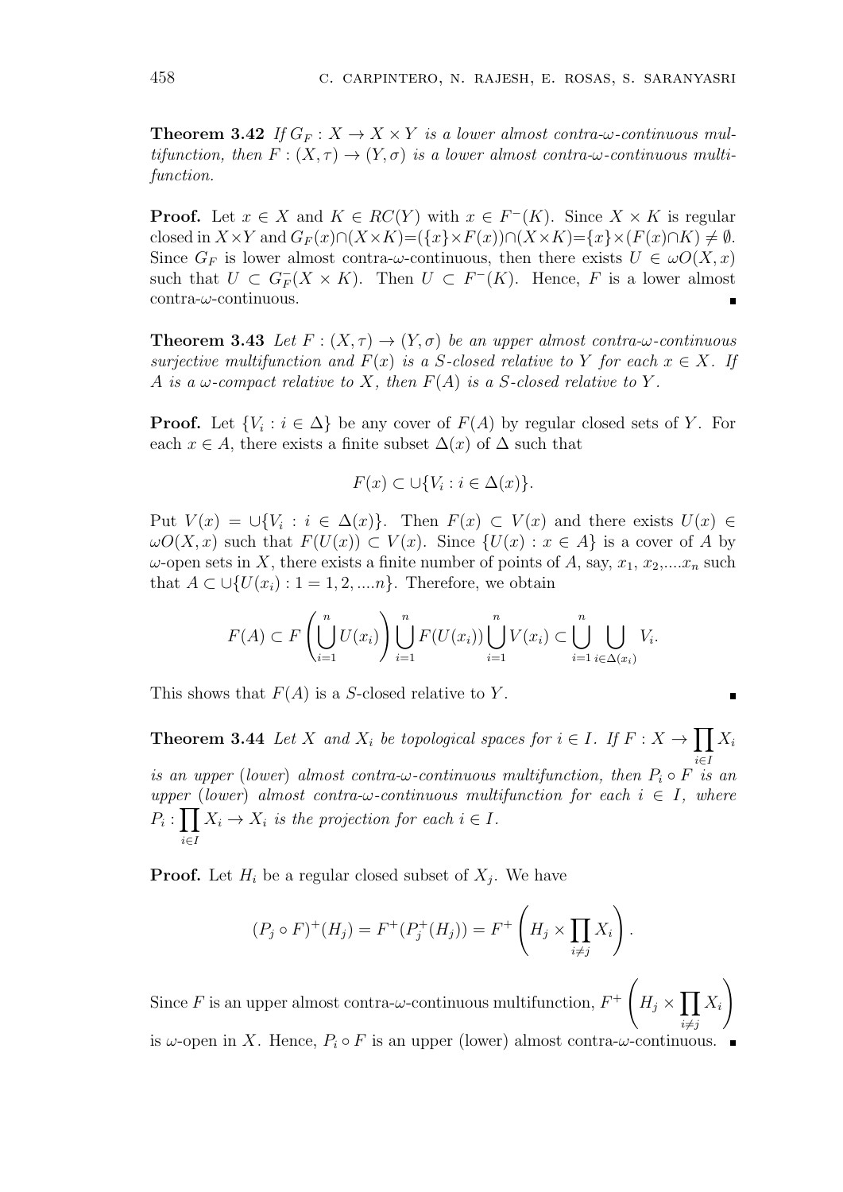**Theorem 3.42** *If $G_F : X \to X \times Y$ is a lower almost contra-$\omega$-continuous multifunction, then $F : (X, \tau) \to (Y, \sigma)$ is a lower almost contra-$\omega$-continuous multifunction.*

**Proof.** Let $x \in X$ and $K \in RC(Y)$ with $x \in F^-(K)$. Since $X \times K$ is regular closed in $X \times Y$ and $G_F(x) \cap (X \times K) = (\{x\} \times F(x)) \cap (X \times K) = \{x\} \times (F(x) \cap K) \neq \emptyset$. Since $G_F$ is lower almost contra-$\omega$-continuous, then there exists $U \in \omega O(X, x)$ such that $U \subset G_F^-(X \times K)$. Then $U \subset F^-(K)$. Hence, $F$ is a lower almost contra-$\omega$-continuous. ∎

**Theorem 3.43** *Let $F : (X, \tau) \to (Y, \sigma)$ be an upper almost contra-$\omega$-continuous surjective multifunction and $F(x)$ is a S-closed relative to $Y$ for each $x \in X$. If $A$ is a $\omega$-compact relative to $X$, then $F(A)$ is a S-closed relative to $Y$.*

**Proof.** Let $\{V_i : i \in \Delta\}$ be any cover of $F(A)$ by regular closed sets of $Y$. For each $x \in A$, there exists a finite subset $\Delta(x)$ of $\Delta$ such that

$$F(x) \subset \cup\{V_i : i \in \Delta(x)\}.$$

Put $V(x) = \cup\{V_i : i \in \Delta(x)\}$. Then $F(x) \subset V(x)$ and there exists $U(x) \in \omega O(X, x)$ such that $F(U(x)) \subset V(x)$. Since $\{U(x) : x \in A\}$ is a cover of $A$ by $\omega$-open sets in $X$, there exists a finite number of points of $A$, say, $x_1$, $x_2$,....$x_n$ such that $A \subset \cup\{U(x_i) : 1 = 1, 2, ....n\}$. Therefore, we obtain

$$F(A) \subset F\left(\bigcup_{i=1}^{n} U(x_i)\right) \bigcup_{i=1}^{n} F(U(x_i)) \bigcup_{i=1}^{n} V(x_i) \subset \bigcup_{i=1}^{n} \bigcup_{i \in \Delta(x_i)} V_i.$$

This shows that $F(A)$ is a S-closed relative to $Y$. ∎

**Theorem 3.44** *Let $X$ and $X_i$ be topological spaces for $i \in I$. If $F : X \to \prod_{i \in I} X_i$ is an upper (lower) almost contra-$\omega$-continuous multifunction, then $P_i \circ F$ is an upper (lower) almost contra-$\omega$-continuous multifunction for each $i \in I$, where $P_i : \prod_{i \in I} X_i \to X_i$ is the projection for each $i \in I$.*

**Proof.** Let $H_i$ be a regular closed subset of $X_j$. We have

$$(P_j \circ F)^+(H_j) = F^+(P_j^+(H_j)) = F^+\left(H_j \times \prod_{i \neq j} X_i\right).$$

Since $F$ is an upper almost contra-$\omega$-continuous multifunction, $F^+\left(H_j \times \prod_{i \neq j} X_i\right)$ is $\omega$-open in $X$. Hence, $P_i \circ F$ is an upper (lower) almost contra-$\omega$-continuous. ∎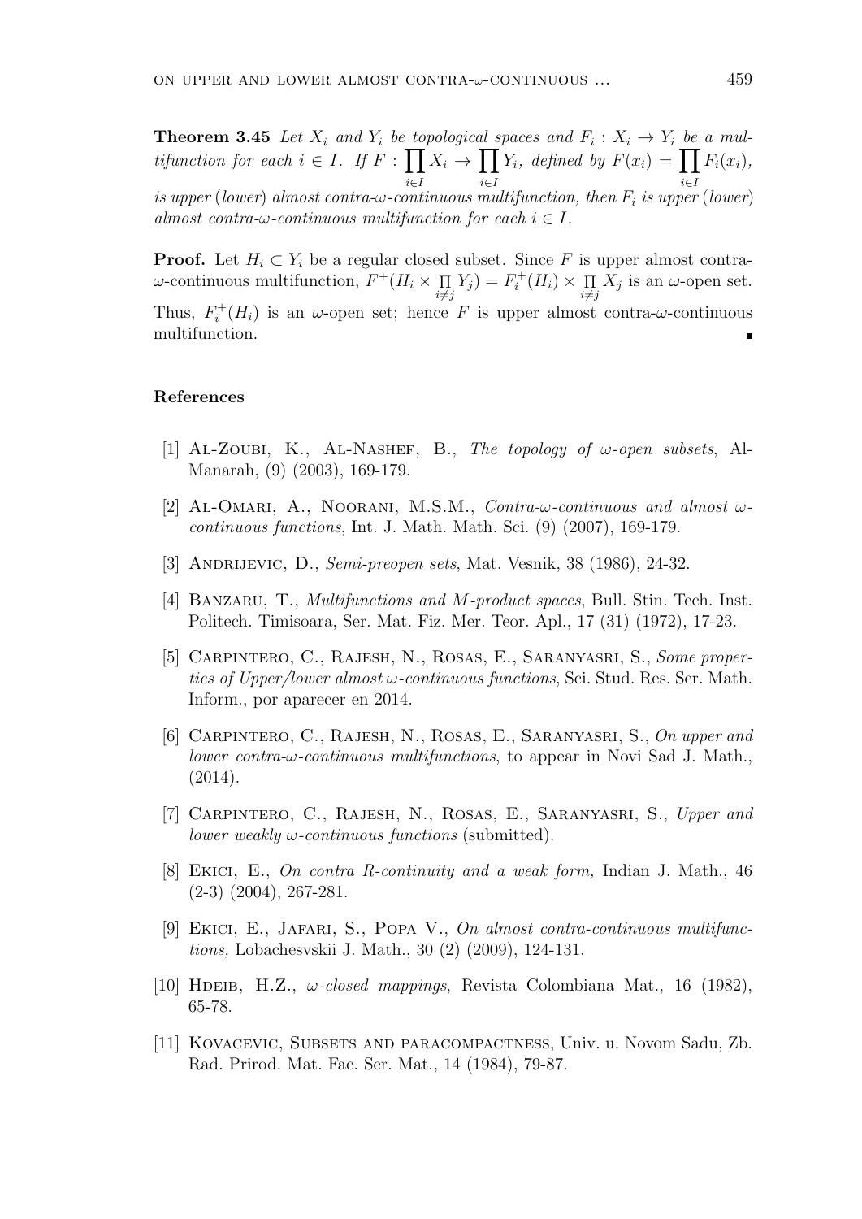**Theorem 3.45** *Let $X_i$ and $Y_i$ be topological spaces and $F_i : X_i \to Y_i$ be a multifunction for each $i \in I$. If $F : \prod_{i\in I} X_i \to \prod_{i\in I} Y_i$, defined by $F(x_i) = \prod_{i\in I} F_i(x_i)$, is upper (lower) almost contra-$\omega$-continuous multifunction, then $F_i$ is upper (lower) almost contra-$\omega$-continuous multifunction for each $i \in I$.*

**Proof.** Let $H_i \subset Y_i$ be a regular closed subset. Since $F$ is upper almost contra-$\omega$-continuous multifunction, $F^+(H_i \times \prod_{i\neq j} Y_j) = F_i^+(H_i) \times \prod_{i\neq j} X_j$ is an $\omega$-open set. Thus, $F_i^+(H_i)$ is an $\omega$-open set; hence $F$ is upper almost contra-$\omega$-continuous multifunction. ∎

## References

[1] Al-Zoubi, K., Al-Nashef, B., *The topology of $\omega$-open subsets*, Al-Manarah, (9) (2003), 169-179.

[2] Al-Omari, A., Noorani, M.S.M., *Contra-$\omega$-continuous and almost $\omega$-continuous functions*, Int. J. Math. Math. Sci. (9) (2007), 169-179.

[3] Andrijevic, D., *Semi-preopen sets*, Mat. Vesnik, 38 (1986), 24-32.

[4] Banzaru, T., *Multifunctions and $M$-product spaces*, Bull. Stin. Tech. Inst. Politech. Timisoara, Ser. Mat. Fiz. Mer. Teor. Apl., 17 (31) (1972), 17-23.

[5] Carpintero, C., Rajesh, N., Rosas, E., Saranyasri, S., *Some properties of Upper/lower almost $\omega$-continuous functions*, Sci. Stud. Res. Ser. Math. Inform., por aparecer en 2014.

[6] Carpintero, C., Rajesh, N., Rosas, E., Saranyasri, S., *On upper and lower contra-$\omega$-continuous multifunctions*, to appear in Novi Sad J. Math., (2014).

[7] Carpintero, C., Rajesh, N., Rosas, E., Saranyasri, S., *Upper and lower weakly $\omega$-continuous functions* (submitted).

[8] Ekici, E., *On contra R-continuity and a weak form,* Indian J. Math., 46 (2-3) (2004), 267-281.

[9] Ekici, E., Jafari, S., Popa V., *On almost contra-continuous multifunctions,* Lobachesvskii J. Math., 30 (2) (2009), 124-131.

[10] Hdeib, H.Z., *$\omega$-closed mappings*, Revista Colombiana Mat., 16 (1982), 65-78.

[11] Kovacevic, Subsets and paracompactness, Univ. u. Novom Sadu, Zb. Rad. Prirod. Mat. Fac. Ser. Mat., 14 (1984), 79-87.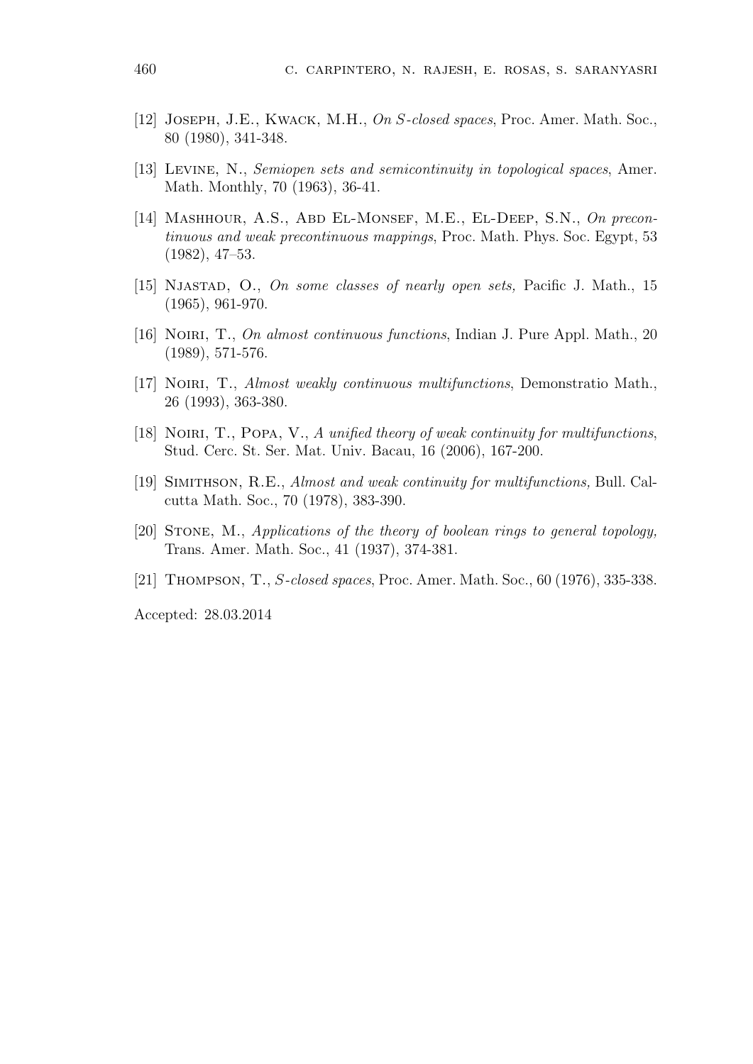[12] Joseph, J.E., Kwack, M.H., *On S-closed spaces*, Proc. Amer. Math. Soc., 80 (1980), 341-348.

[13] Levine, N., *Semiopen sets and semicontinuity in topological spaces*, Amer. Math. Monthly, 70 (1963), 36-41.

[14] Mashhour, A.S., Abd El-Monsef, M.E., El-Deep, S.N., *On precontinuous and weak precontinuous mappings*, Proc. Math. Phys. Soc. Egypt, 53 (1982), 47–53.

[15] Njastad, O., *On some classes of nearly open sets,* Pacific J. Math., 15 (1965), 961-970.

[16] Noiri, T., *On almost continuous functions*, Indian J. Pure Appl. Math., 20 (1989), 571-576.

[17] Noiri, T., *Almost weakly continuous multifunctions*, Demonstratio Math., 26 (1993), 363-380.

[18] Noiri, T., Popa, V., *A unified theory of weak continuity for multifunctions*, Stud. Cerc. St. Ser. Mat. Univ. Bacau, 16 (2006), 167-200.

[19] Simithson, R.E., *Almost and weak continuity for multifunctions,* Bull. Calcutta Math. Soc., 70 (1978), 383-390.

[20] Stone, M., *Applications of the theory of boolean rings to general topology,* Trans. Amer. Math. Soc., 41 (1937), 374-381.

[21] Thompson, T., *S-closed spaces*, Proc. Amer. Math. Soc., 60 (1976), 335-338.

Accepted: 28.03.2014